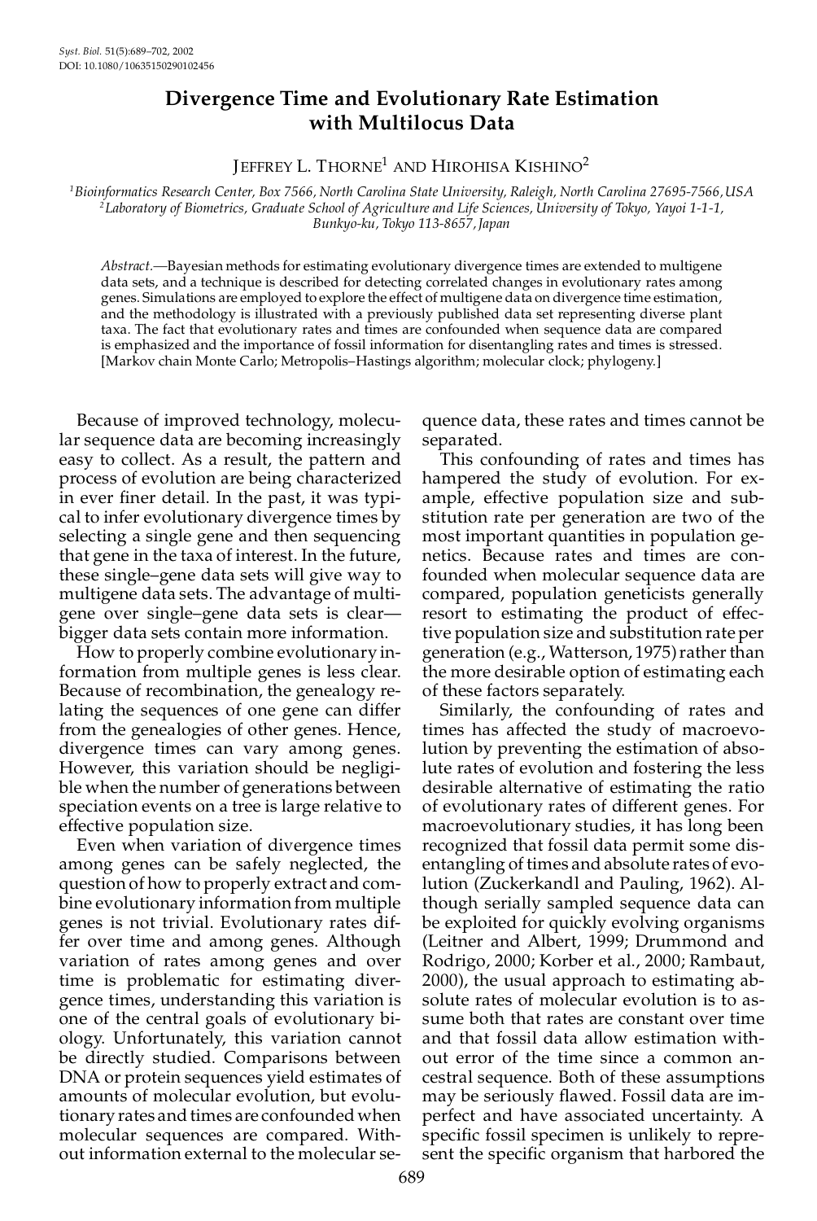# Divergence Time and Evolutionary Rate Estimation with Multilocus Data

JEFFREY L. THORNE[1] AND HIROHISA KISHINO[2]

[1]*Bioinformatics Research Center, Box 7566, North Carolina State University, Raleigh, North Carolina 27695-7566, USA*
[2]*Laboratory of Biometrics, Graduate School of Agriculture and Life Sciences, University of Tokyo, Yayoi 1-1-1, Bunkyo-ku, Tokyo 113-8657, Japan*

*Abstract*.—Bayesian methods for estimating evolutionary divergence times are extended to multigene data sets, and a technique is described for detecting correlated changes in evolutionary rates among genes. Simulations are employed to explore the effect of multigene data on divergence time estimation, and the methodology is illustrated with a previously published data set representing diverse plant taxa. The fact that evolutionary rates and times are confounded when sequence data are compared is emphasized and the importance of fossil information for disentangling rates and times is stressed. [Markov chain Monte Carlo; Metropolis–Hastings algorithm; molecular clock; phylogeny.]

Because of improved technology, molecular sequence data are becoming increasingly easy to collect. As a result, the pattern and process of evolution are being characterized in ever finer detail. In the past, it was typical to infer evolutionary divergence times by selecting a single gene and then sequencing that gene in the taxa of interest. In the future, these single–gene data sets will give way to multigene data sets. The advantage of multigene over single–gene data sets is clear—bigger data sets contain more information.

How to properly combine evolutionary information from multiple genes is less clear. Because of recombination, the genealogy relating the sequences of one gene can differ from the genealogies of other genes. Hence, divergence times can vary among genes. However, this variation should be negligible when the number of generations between speciation events on a tree is large relative to effective population size.

Even when variation of divergence times among genes can be safely neglected, the question of how to properly extract and combine evolutionary information from multiple genes is not trivial. Evolutionary rates differ over time and among genes. Although variation of rates among genes and over time is problematic for estimating divergence times, understanding this variation is one of the central goals of evolutionary biology. Unfortunately, this variation cannot be directly studied. Comparisons between DNA or protein sequences yield estimates of amounts of molecular evolution, but evolutionary rates and times are confounded when molecular sequences are compared. Without information external to the molecular sequence data, these rates and times cannot be separated.

This confounding of rates and times has hampered the study of evolution. For example, effective population size and substitution rate per generation are two of the most important quantities in population genetics. Because rates and times are confounded when molecular sequence data are compared, population geneticists generally resort to estimating the product of effective population size and substitution rate per generation (e.g., Watterson, 1975) rather than the more desirable option of estimating each of these factors separately.

Similarly, the confounding of rates and times has affected the study of macroevolution by preventing the estimation of absolute rates of evolution and fostering the less desirable alternative of estimating the ratio of evolutionary rates of different genes. For macroevolutionary studies, it has long been recognized that fossil data permit some disentangling of times and absolute rates of evolution (Zuckerkandl and Pauling, 1962). Although serially sampled sequence data can be exploited for quickly evolving organisms (Leitner and Albert, 1999; Drummond and Rodrigo, 2000; Korber et al., 2000; Rambaut, 2000), the usual approach to estimating absolute rates of molecular evolution is to assume both that rates are constant over time and that fossil data allow estimation without error of the time since a common ancestral sequence. Both of these assumptions may be seriously flawed. Fossil data are imperfect and have associated uncertainty. A specific fossil specimen is unlikely to represent the specific organism that harbored the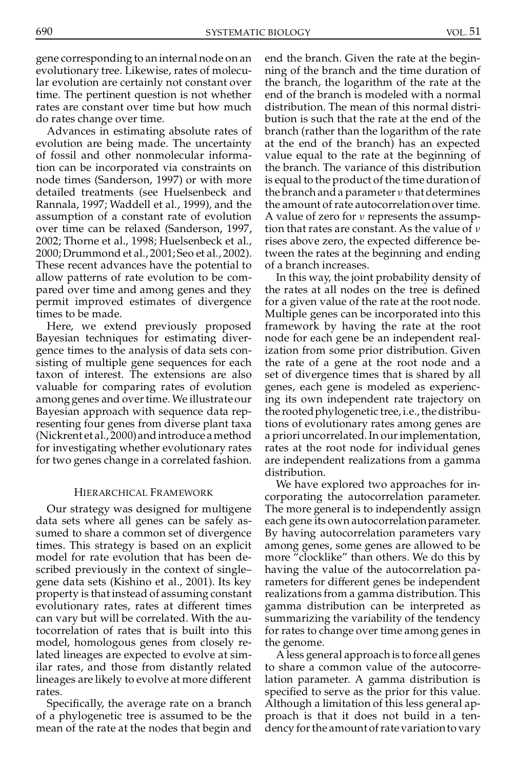gene corresponding to an internal node on an evolutionary tree. Likewise, rates of molecular evolution are certainly not constant over time. The pertinent question is not whether rates are constant over time but how much do rates change over time.

Advances in estimating absolute rates of evolution are being made. The uncertainty of fossil and other nonmolecular information can be incorporated via constraints on node times (Sanderson, 1997) or with more detailed treatments (see Huelsenbeck and Rannala, 1997; Waddell et al., 1999), and the assumption of a constant rate of evolution over time can be relaxed (Sanderson, 1997, 2002; Thorne et al., 1998; Huelsenbeck et al., 2000; Drummond et al., 2001; Seo et al., 2002). These recent advances have the potential to allow patterns of rate evolution to be compared over time and among genes and they permit improved estimates of divergence times to be made.

Here, we extend previously proposed Bayesian techniques for estimating divergence times to the analysis of data sets consisting of multiple gene sequences for each taxon of interest. The extensions are also valuable for comparing rates of evolution among genes and over time. We illustrate our Bayesian approach with sequence data representing four genes from diverse plant taxa (Nickrent et al., 2000) and introduce a method for investigating whether evolutionary rates for two genes change in a correlated fashion.

## Hierarchical Framework

Our strategy was designed for multigene data sets where all genes can be safely assumed to share a common set of divergence times. This strategy is based on an explicit model for rate evolution that has been described previously in the context of single–gene data sets (Kishino et al., 2001). Its key property is that instead of assuming constant evolutionary rates, rates at different times can vary but will be correlated. With the autocorrelation of rates that is built into this model, homologous genes from closely related lineages are expected to evolve at similar rates, and those from distantly related lineages are likely to evolve at more different rates.

Specifically, the average rate on a branch of a phylogenetic tree is assumed to be the mean of the rate at the nodes that begin and end the branch. Given the rate at the beginning of the branch and the time duration of the branch, the logarithm of the rate at the end of the branch is modeled with a normal distribution. The mean of this normal distribution is such that the rate at the end of the branch (rather than the logarithm of the rate at the end of the branch) has an expected value equal to the rate at the beginning of the branch. The variance of this distribution is equal to the product of the time duration of the branch and a parameter $\nu$ that determines the amount of rate autocorrelation over time. A value of zero for $\nu$ represents the assumption that rates are constant. As the value of $\nu$ rises above zero, the expected difference between the rates at the beginning and ending of a branch increases.

In this way, the joint probability density of the rates at all nodes on the tree is defined for a given value of the rate at the root node. Multiple genes can be incorporated into this framework by having the rate at the root node for each gene be an independent realization from some prior distribution. Given the rate of a gene at the root node and a set of divergence times that is shared by all genes, each gene is modeled as experiencing its own independent rate trajectory on the rooted phylogenetic tree, i.e., the distributions of evolutionary rates among genes are a priori uncorrelated. In our implementation, rates at the root node for individual genes are independent realizations from a gamma distribution.

We have explored two approaches for incorporating the autocorrelation parameter. The more general is to independently assign each gene its own autocorrelation parameter. By having autocorrelation parameters vary among genes, some genes are allowed to be more "clocklike" than others. We do this by having the value of the autocorrelation parameters for different genes be independent realizations from a gamma distribution. This gamma distribution can be interpreted as summarizing the variability of the tendency for rates to change over time among genes in the genome.

A less general approach is to force all genes to share a common value of the autocorrelation parameter. A gamma distribution is specified to serve as the prior for this value. Although a limitation of this less general approach is that it does not build in a tendency for the amount of rate variation to vary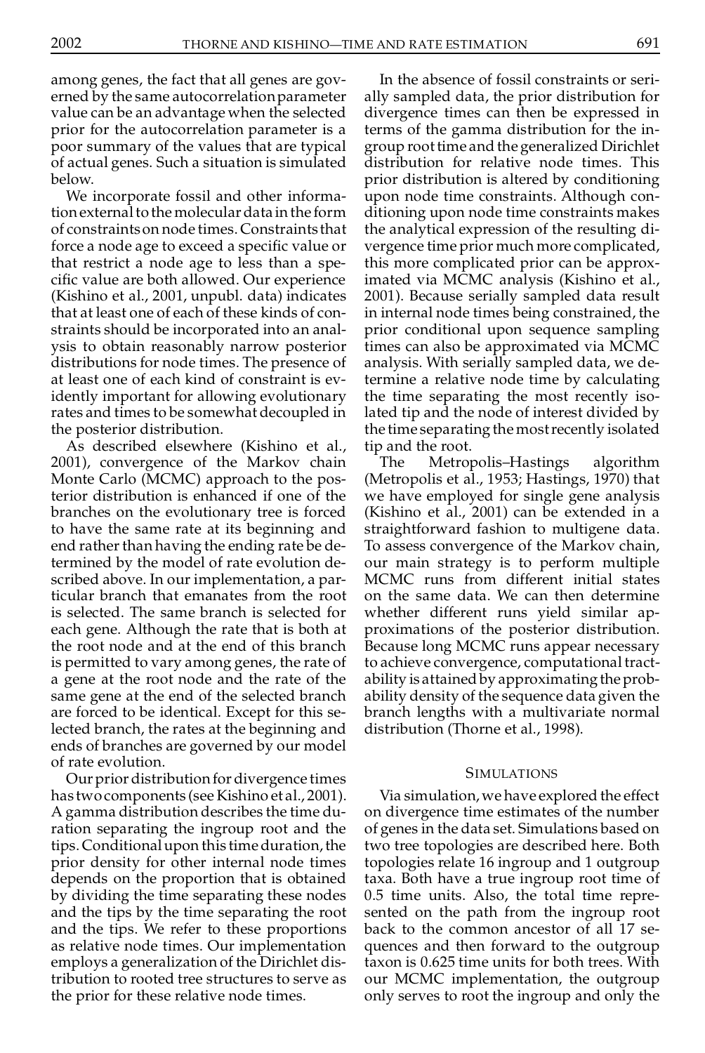among genes, the fact that all genes are governed by the same autocorrelation parameter value can be an advantage when the selected prior for the autocorrelation parameter is a poor summary of the values that are typical of actual genes. Such a situation is simulated below.

We incorporate fossil and other information external to the molecular data in the form of constraints on node times. Constraints that force a node age to exceed a specific value or that restrict a node age to less than a specific value are both allowed. Our experience (Kishino et al., 2001, unpubl. data) indicates that at least one of each of these kinds of constraints should be incorporated into an analysis to obtain reasonably narrow posterior distributions for node times. The presence of at least one of each kind of constraint is evidently important for allowing evolutionary rates and times to be somewhat decoupled in the posterior distribution.

As described elsewhere (Kishino et al., 2001), convergence of the Markov chain Monte Carlo (MCMC) approach to the posterior distribution is enhanced if one of the branches on the evolutionary tree is forced to have the same rate at its beginning and end rather than having the ending rate be determined by the model of rate evolution described above. In our implementation, a particular branch that emanates from the root is selected. The same branch is selected for each gene. Although the rate that is both at the root node and at the end of this branch is permitted to vary among genes, the rate of a gene at the root node and the rate of the same gene at the end of the selected branch are forced to be identical. Except for this selected branch, the rates at the beginning and ends of branches are governed by our model of rate evolution.

Our prior distribution for divergence times has two components (see Kishino et al., 2001). A gamma distribution describes the time duration separating the ingroup root and the tips. Conditional upon this time duration, the prior density for other internal node times depends on the proportion that is obtained by dividing the time separating these nodes and the tips by the time separating the root and the tips. We refer to these proportions as relative node times. Our implementation employs a generalization of the Dirichlet distribution to rooted tree structures to serve as the prior for these relative node times.

In the absence of fossil constraints or serially sampled data, the prior distribution for divergence times can then be expressed in terms of the gamma distribution for the ingroup root time and the generalized Dirichlet distribution for relative node times. This prior distribution is altered by conditioning upon node time constraints. Although conditioning upon node time constraints makes the analytical expression of the resulting divergence time prior much more complicated, this more complicated prior can be approximated via MCMC analysis (Kishino et al., 2001). Because serially sampled data result in internal node times being constrained, the prior conditional upon sequence sampling times can also be approximated via MCMC analysis. With serially sampled data, we determine a relative node time by calculating the time separating the most recently isolated tip and the node of interest divided by the time separating the most recently isolated tip and the root.

The Metropolis–Hastings algorithm (Metropolis et al., 1953; Hastings, 1970) that we have employed for single gene analysis (Kishino et al., 2001) can be extended in a straightforward fashion to multigene data. To assess convergence of the Markov chain, our main strategy is to perform multiple MCMC runs from different initial states on the same data. We can then determine whether different runs yield similar approximations of the posterior distribution. Because long MCMC runs appear necessary to achieve convergence, computational tractability is attained by approximating the probability density of the sequence data given the branch lengths with a multivariate normal distribution (Thorne et al., 1998).

## Simulations

Via simulation, we have explored the effect on divergence time estimates of the number of genes in the data set. Simulations based on two tree topologies are described here. Both topologies relate 16 ingroup and 1 outgroup taxa. Both have a true ingroup root time of 0.5 time units. Also, the total time represented on the path from the ingroup root back to the common ancestor of all 17 sequences and then forward to the outgroup taxon is 0.625 time units for both trees. With our MCMC implementation, the outgroup only serves to root the ingroup and only the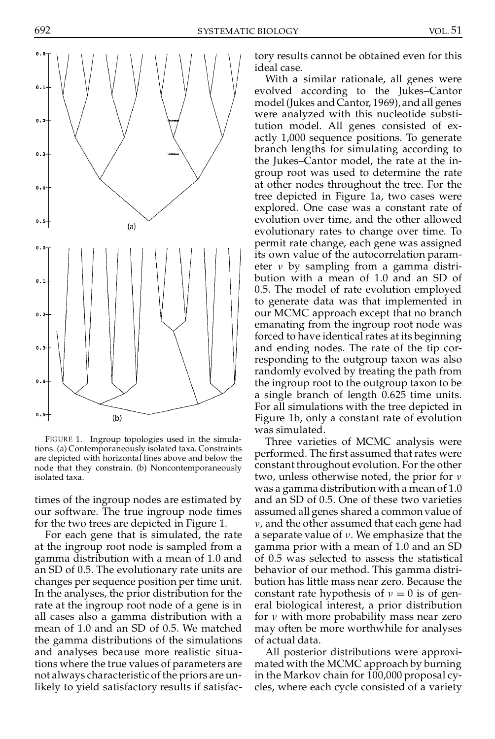FIGURE 1. Ingroup topologies used in the simulations. (a) Contemporaneously isolated taxa. Constraints are depicted with horizontal lines above and below the node that they constrain. (b) Noncontemporaneously isolated taxa.

times of the ingroup nodes are estimated by our software. The true ingroup node times for the two trees are depicted in Figure 1.

For each gene that is simulated, the rate at the ingroup root node is sampled from a gamma distribution with a mean of 1.0 and an SD of 0.5. The evolutionary rate units are changes per sequence position per time unit. In the analyses, the prior distribution for the rate at the ingroup root node of a gene is in all cases also a gamma distribution with a mean of 1.0 and an SD of 0.5. We matched the gamma distributions of the simulations and analyses because more realistic situations where the true values of parameters are not always characteristic of the priors are unlikely to yield satisfactory results if satisfactory results cannot be obtained even for this ideal case.

With a similar rationale, all genes were evolved according to the Jukes–Cantor model (Jukes and Cantor, 1969), and all genes were analyzed with this nucleotide substitution model. All genes consisted of exactly 1,000 sequence positions. To generate branch lengths for simulating according to the Jukes–Cantor model, the rate at the ingroup root was used to determine the rate at other nodes throughout the tree. For the tree depicted in Figure 1a, two cases were explored. One case was a constant rate of evolution over time, and the other allowed evolutionary rates to change over time. To permit rate change, each gene was assigned its own value of the autocorrelation parameter $\nu$ by sampling from a gamma distribution with a mean of 1.0 and an SD of 0.5. The model of rate evolution employed to generate data was that implemented in our MCMC approach except that no branch emanating from the ingroup root node was forced to have identical rates at its beginning and ending nodes. The rate of the tip corresponding to the outgroup taxon was also randomly evolved by treating the path from the ingroup root to the outgroup taxon to be a single branch of length 0.625 time units. For all simulations with the tree depicted in Figure 1b, only a constant rate of evolution was simulated.

Three varieties of MCMC analysis were performed. The first assumed that rates were constant throughout evolution. For the other two, unless otherwise noted, the prior for $\nu$ was a gamma distribution with a mean of 1.0 and an SD of 0.5. One of these two varieties assumed all genes shared a common value of $\nu$, and the other assumed that each gene had a separate value of $\nu$. We emphasize that the gamma prior with a mean of 1.0 and an SD of 0.5 was selected to assess the statistical behavior of our method. This gamma distribution has little mass near zero. Because the constant rate hypothesis of $\nu = 0$ is of general biological interest, a prior distribution for $\nu$ with more probability mass near zero may often be more worthwhile for analyses of actual data.

All posterior distributions were approximated with the MCMC approach by burning in the Markov chain for 100,000 proposal cycles, where each cycle consisted of a variety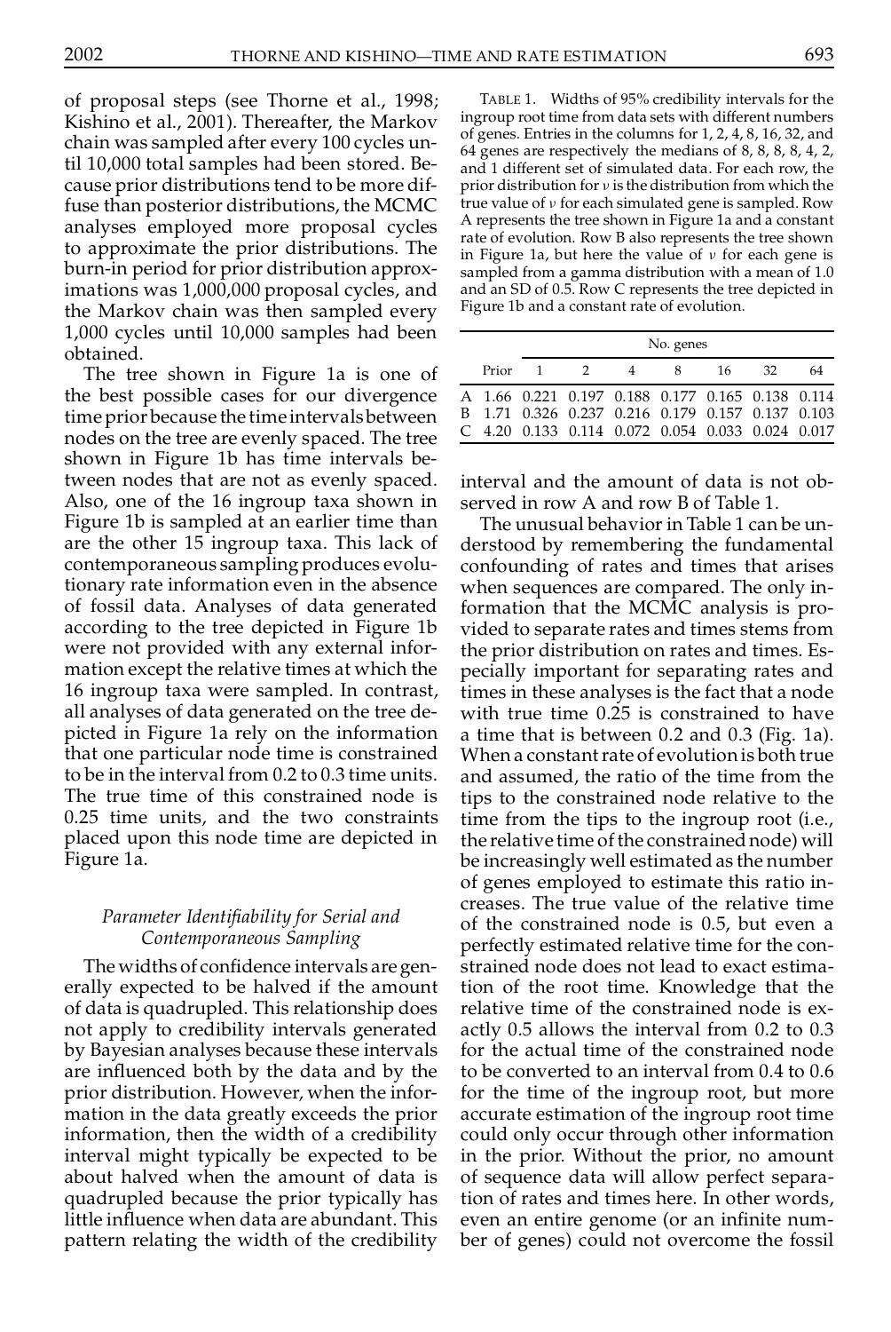of proposal steps (see Thorne et al., 1998; Kishino et al., 2001). Thereafter, the Markov chain was sampled after every 100 cycles until 10,000 total samples had been stored. Because prior distributions tend to be more diffuse than posterior distributions, the MCMC analyses employed more proposal cycles to approximate the prior distributions. The burn-in period for prior distribution approximations was 1,000,000 proposal cycles, and the Markov chain was then sampled every 1,000 cycles until 10,000 samples had been obtained.

The tree shown in Figure 1a is one of the best possible cases for our divergence time prior because the time intervals between nodes on the tree are evenly spaced. The tree shown in Figure 1b has time intervals between nodes that are not as evenly spaced. Also, one of the 16 ingroup taxa shown in Figure 1b is sampled at an earlier time than are the other 15 ingroup taxa. This lack of contemporaneous sampling produces evolutionary rate information even in the absence of fossil data. Analyses of data generated according to the tree depicted in Figure 1b were not provided with any external information except the relative times at which the 16 ingroup taxa were sampled. In contrast, all analyses of data generated on the tree depicted in Figure 1a rely on the information that one particular node time is constrained to be in the interval from 0.2 to 0.3 time units. The true time of this constrained node is 0.25 time units, and the two constraints placed upon this node time are depicted in Figure 1a.

### *Parameter Identifiability for Serial and Contemporaneous Sampling*

The widths of confidence intervals are generally expected to be halved if the amount of data is quadrupled. This relationship does not apply to credibility intervals generated by Bayesian analyses because these intervals are influenced both by the data and by the prior distribution. However, when the information in the data greatly exceeds the prior information, then the width of a credibility interval might typically be expected to be about halved when the amount of data is quadrupled because the prior typically has little influence when data are abundant. This pattern relating the width of the credibility interval and the amount of data is not observed in row A and row B of Table 1.

TABLE 1. Widths of 95% credibility intervals for the ingroup root time from data sets with different numbers of genes. Entries in the columns for 1, 2, 4, 8, 16, 32, and 64 genes are respectively the medians of 8, 8, 8, 8, 4, 2, and 1 different set of simulated data. For each row, the prior distribution for $\nu$ is the distribution from which the true value of $\nu$ for each simulated gene is sampled. Row A represents the tree shown in Figure 1a and a constant rate of evolution. Row B also represents the tree shown in Figure 1a, but here the value of $\nu$ for each gene is sampled from a gamma distribution with a mean of 1.0 and an SD of 0.5. Row C represents the tree depicted in Figure 1b and a constant rate of evolution.

| | | No. genes | | | | | | |
|---|---|---|---|---|---|---|---|---|
| | Prior | 1 | 2 | 4 | 8 | 16 | 32 | 64 |
| A | 1.66 | 0.221 | 0.197 | 0.188 | 0.177 | 0.165 | 0.138 | 0.114 |
| B | 1.71 | 0.326 | 0.237 | 0.216 | 0.179 | 0.157 | 0.137 | 0.103 |
| C | 4.20 | 0.133 | 0.114 | 0.072 | 0.054 | 0.033 | 0.024 | 0.017 |

The unusual behavior in Table 1 can be understood by remembering the fundamental confounding of rates and times that arises when sequences are compared. The only information that the MCMC analysis is provided to separate rates and times stems from the prior distribution on rates and times. Especially important for separating rates and times in these analyses is the fact that a node with true time 0.25 is constrained to have a time that is between 0.2 and 0.3 (Fig. 1a). When a constant rate of evolution is both true and assumed, the ratio of the time from the tips to the constrained node relative to the time from the tips to the ingroup root (i.e., the relative time of the constrained node) will be increasingly well estimated as the number of genes employed to estimate this ratio increases. The true value of the relative time of the constrained node is 0.5, but even a perfectly estimated relative time for the constrained node does not lead to exact estimation of the root time. Knowledge that the relative time of the constrained node is exactly 0.5 allows the interval from 0.2 to 0.3 for the actual time of the constrained node to be converted to an interval from 0.4 to 0.6 for the time of the ingroup root, but more accurate estimation of the ingroup root time could only occur through other information in the prior. Without the prior, no amount of sequence data will allow perfect separation of rates and times here. In other words, even an entire genome (or an infinite number of genes) could not overcome the fossil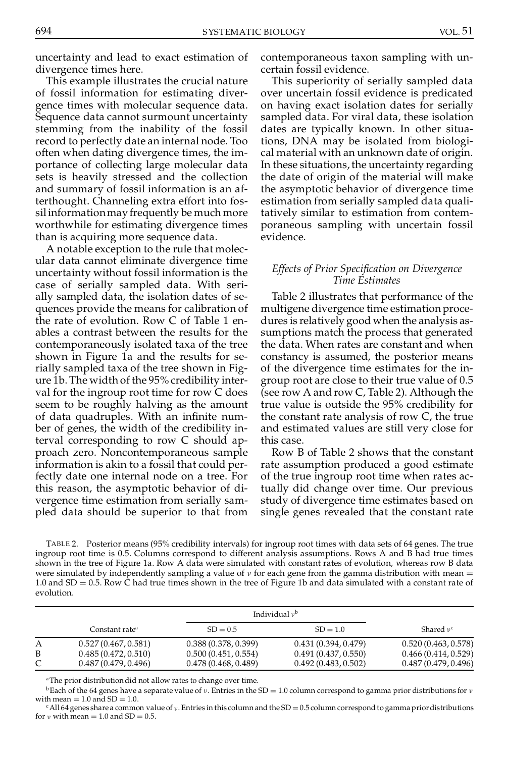uncertainty and lead to exact estimation of divergence times here.

This example illustrates the crucial nature of fossil information for estimating divergence times with molecular sequence data. Sequence data cannot surmount uncertainty stemming from the inability of the fossil record to perfectly date an internal node. Too often when dating divergence times, the importance of collecting large molecular data sets is heavily stressed and the collection and summary of fossil information is an afterthought. Channeling extra effort into fossil information may frequently be much more worthwhile for estimating divergence times than is acquiring more sequence data.

A notable exception to the rule that molecular data cannot eliminate divergence time uncertainty without fossil information is the case of serially sampled data. With serially sampled data, the isolation dates of sequences provide the means for calibration of the rate of evolution. Row C of Table 1 enables a contrast between the results for the contemporaneously isolated taxa of the tree shown in Figure 1a and the results for serially sampled taxa of the tree shown in Figure 1b. The width of the 95% credibility interval for the ingroup root time for row C does seem to be roughly halving as the amount of data quadruples. With an infinite number of genes, the width of the credibility interval corresponding to row C should approach zero. Noncontemporaneous sample information is akin to a fossil that could perfectly date one internal node on a tree. For this reason, the asymptotic behavior of divergence time estimation from serially sampled data should be superior to that from contemporaneous taxon sampling with uncertain fossil evidence.

This superiority of serially sampled data over uncertain fossil evidence is predicated on having exact isolation dates for serially sampled data. For viral data, these isolation dates are typically known. In other situations, DNA may be isolated from biological material with an unknown date of origin. In these situations, the uncertainty regarding the date of origin of the material will make the asymptotic behavior of divergence time estimation from serially sampled data qualitatively similar to estimation from contemporaneous sampling with uncertain fossil evidence.

### *Effects of Prior Specification on Divergence Time Estimates*

Table 2 illustrates that performance of the multigene divergence time estimation procedures is relatively good when the analysis assumptions match the process that generated the data. When rates are constant and when constancy is assumed, the posterior means of the divergence time estimates for the ingroup root are close to their true value of 0.5 (see row A and row C, Table 2). Although the true value is outside the 95% credibility for the constant rate analysis of row C, the true and estimated values are still very close for this case.

Row B of Table 2 shows that the constant rate assumption produced a good estimate of the true ingroup root time when rates actually did change over time. Our previous study of divergence time estimates based on single genes revealed that the constant rate

TABLE 2. Posterior means (95% credibility intervals) for ingroup root times with data sets of 64 genes. The true ingroup root time is 0.5. Columns correspond to different analysis assumptions. Rows A and B had true times shown in the tree of Figure 1a. Row A data were simulated with constant rates of evolution, whereas row B data were simulated by independently sampling a value of $\nu$ for each gene from the gamma distribution with mean = 1.0 and SD = 0.5. Row C had true times shown in the tree of Figure 1b and data simulated with a constant rate of evolution.

| | Constant rate[a] | Individual $\nu$[b] | | Shared $\nu$[c] |
|---|---|---|---|---|
| | | SD = 0.5 | SD = 1.0 | |
| A | 0.527 (0.467, 0.581) | 0.388 (0.378, 0.399) | 0.431 (0.394, 0.479) | 0.520 (0.463, 0.578) |
| B | 0.485 (0.472, 0.510) | 0.500 (0.451, 0.554) | 0.491 (0.437, 0.550) | 0.466 (0.414, 0.529) |
| C | 0.487 (0.479, 0.496) | 0.478 (0.468, 0.489) | 0.492 (0.483, 0.502) | 0.487 (0.479, 0.496) |

[a]The prior distribution did not allow rates to change over time.

[b]Each of the 64 genes have a separate value of $\nu$. Entries in the SD = 1.0 column correspond to gamma prior distributions for $\nu$ with mean = 1.0 and SD = 1.0.

[c]All 64 genes share a common value of $\nu$. Entries in this column and the SD = 0.5 column correspond to gamma prior distributions for $\nu$ with mean = 1.0 and SD = 0.5.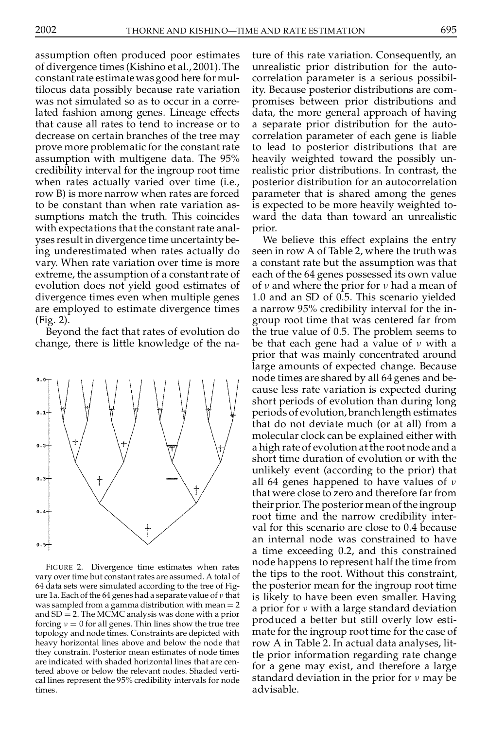assumption often produced poor estimates of divergence times (Kishino et al., 2001). The constant rate estimate was good here for multilocus data possibly because rate variation was not simulated so as to occur in a correlated fashion among genes. Lineage effects that cause all rates to tend to increase or to decrease on certain branches of the tree may prove more problematic for the constant rate assumption with multigene data. The 95% credibility interval for the ingroup root time when rates actually varied over time (i.e., row B) is more narrow when rates are forced to be constant than when rate variation assumptions match the truth. This coincides with expectations that the constant rate analyses result in divergence time uncertainty being underestimated when rates actually do vary. When rate variation over time is more extreme, the assumption of a constant rate of evolution does not yield good estimates of divergence times even when multiple genes are employed to estimate divergence times (Fig. 2).

Beyond the fact that rates of evolution do change, there is little knowledge of the nature of this rate variation. Consequently, an unrealistic prior distribution for the autocorrelation parameter is a serious possibility. Because posterior distributions are compromises between prior distributions and data, the more general approach of having a separate prior distribution for the autocorrelation parameter of each gene is liable to lead to posterior distributions that are heavily weighted toward the possibly unrealistic prior distributions. In contrast, the posterior distribution for an autocorrelation parameter that is shared among the genes is expected to be more heavily weighted toward the data than toward an unrealistic prior.

We believe this effect explains the entry seen in row A of Table 2, where the truth was a constant rate but the assumption was that each of the 64 genes possessed its own value of $\nu$ and where the prior for $\nu$ had a mean of 1.0 and an SD of 0.5. This scenario yielded a narrow 95% credibility interval for the ingroup root time that was centered far from the true value of 0.5. The problem seems to be that each gene had a value of $\nu$ with a prior that was mainly concentrated around large amounts of expected change. Because node times are shared by all 64 genes and because less rate variation is expected during short periods of evolution than during long periods of evolution, branch length estimates that do not deviate much (or at all) from a molecular clock can be explained either with a high rate of evolution at the root node and a short time duration of evolution or with the unlikely event (according to the prior) that all 64 genes happened to have values of $\nu$ that were close to zero and therefore far from their prior. The posterior mean of the ingroup root time and the narrow credibility interval for this scenario are close to 0.4 because an internal node was constrained to have a time exceeding 0.2, and this constrained node happens to represent half the time from the tips to the root. Without this constraint, the posterior mean for the ingroup root time is likely to have been even smaller. Having a prior for $\nu$ with a large standard deviation produced a better but still overly low estimate for the ingroup root time for the case of row A in Table 2. In actual data analyses, little prior information regarding rate change for a gene may exist, and therefore a large standard deviation in the prior for $\nu$ may be advisable.

FIGURE 2. Divergence time estimates when rates vary over time but constant rates are assumed. A total of 64 data sets were simulated according to the tree of Figure 1a. Each of the 64 genes had a separate value of $\nu$ that was sampled from a gamma distribution with mean = 2 and SD = 2. The MCMC analysis was done with a prior forcing $\nu = 0$ for all genes. Thin lines show the true tree topology and node times. Constraints are depicted with heavy horizontal lines above and below the node that they constrain. Posterior mean estimates of node times are indicated with shaded horizontal lines that are centered above or below the relevant nodes. Shaded vertical lines represent the 95% credibility intervals for node times.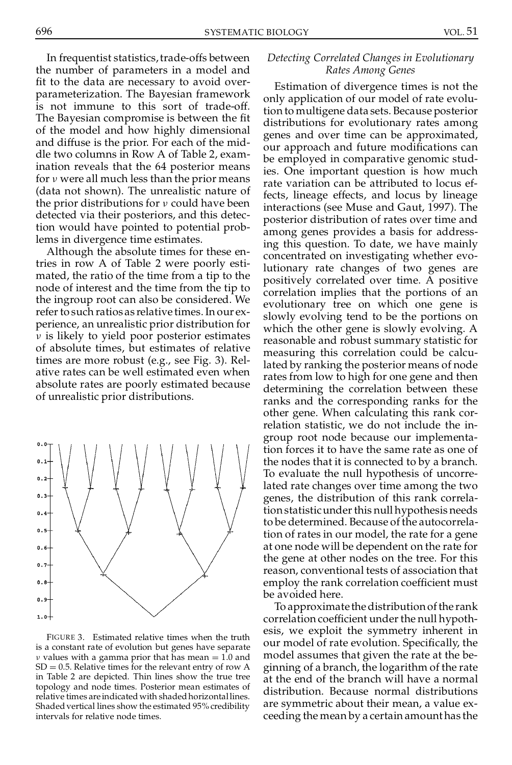In frequentist statistics, trade-offs between the number of parameters in a model and fit to the data are necessary to avoid overparameterization. The Bayesian framework is not immune to this sort of trade-off. The Bayesian compromise is between the fit of the model and how highly dimensional and diffuse is the prior. For each of the middle two columns in Row A of Table 2, examination reveals that the 64 posterior means for $\nu$ were all much less than the prior means (data not shown). The unrealistic nature of the prior distributions for $\nu$ could have been detected via their posteriors, and this detection would have pointed to potential problems in divergence time estimates.

Although the absolute times for these entries in row A of Table 2 were poorly estimated, the ratio of the time from a tip to the node of interest and the time from the tip to the ingroup root can also be considered. We refer to such ratios as relative times. In our experience, an unrealistic prior distribution for $\nu$ is likely to yield poor posterior estimates of absolute times, but estimates of relative times are more robust (e.g., see Fig. 3). Relative rates can be well estimated even when absolute rates are poorly estimated because of unrealistic prior distributions.

0.0
0.1
0.2
0.3
0.4
0.5
0.6
0.7
0.8
0.9
1.0

FIGURE 3. Estimated relative times when the truth is a constant rate of evolution but genes have separate $\nu$ values with a gamma prior that has mean = 1.0 and SD = 0.5. Relative times for the relevant entry of row A in Table 2 are depicted. Thin lines show the true tree topology and node times. Posterior mean estimates of relative times are indicated with shaded horizontal lines. Shaded vertical lines show the estimated 95% credibility intervals for relative node times.

*Detecting Correlated Changes in Evolutionary Rates Among Genes*

Estimation of divergence times is not the only application of our model of rate evolution to multigene data sets. Because posterior distributions for evolutionary rates among genes and over time can be approximated, our approach and future modifications can be employed in comparative genomic studies. One important question is how much rate variation can be attributed to locus effects, lineage effects, and locus by lineage interactions (see Muse and Gaut, 1997). The posterior distribution of rates over time and among genes provides a basis for addressing this question. To date, we have mainly concentrated on investigating whether evolutionary rate changes of two genes are positively correlated over time. A positive correlation implies that the portions of an evolutionary tree on which one gene is slowly evolving tend to be the portions on which the other gene is slowly evolving. A reasonable and robust summary statistic for measuring this correlation could be calculated by ranking the posterior means of node rates from low to high for one gene and then determining the correlation between these ranks and the corresponding ranks for the other gene. When calculating this rank correlation statistic, we do not include the ingroup root node because our implementation forces it to have the same rate as one of the nodes that it is connected to by a branch. To evaluate the null hypothesis of uncorrelated rate changes over time among the two genes, the distribution of this rank correlation statistic under this null hypothesis needs to be determined. Because of the autocorrelation of rates in our model, the rate for a gene at one node will be dependent on the rate for the gene at other nodes on the tree. For this reason, conventional tests of association that employ the rank correlation coefficient must be avoided here.

To approximate the distribution of the rank correlation coefficient under the null hypothesis, we exploit the symmetry inherent in our model of rate evolution. Specifically, the model assumes that given the rate at the beginning of a branch, the logarithm of the rate at the end of the branch will have a normal distribution. Because normal distributions are symmetric about their mean, a value exceeding the mean by a certain amount has the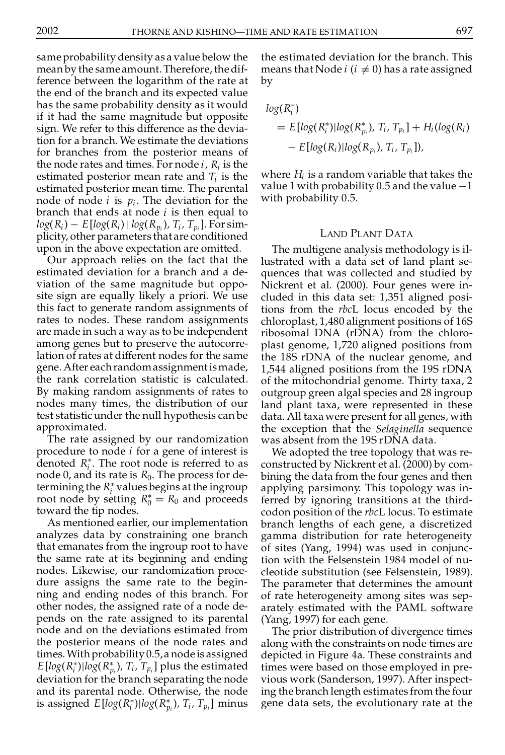same probability density as a value below the mean by the same amount. Therefore, the difference between the logarithm of the rate at the end of the branch and its expected value has the same probability density as it would if it had the same magnitude but opposite sign. We refer to this difference as the deviation for a branch. We estimate the deviations for branches from the posterior means of the node rates and times. For node $i$, $R_i$ is the estimated posterior mean rate and $T_i$ is the estimated posterior mean time. The parental node of node $i$ is $p_i$. The deviation for the branch that ends at node $i$ is then equal to $log(R_i) - E[log(R_i) \mid log(R_{p_i}), T_i, T_{p_i}]$. For simplicity, other parameters that are conditioned upon in the above expectation are omitted.

Our approach relies on the fact that the estimated deviation for a branch and a deviation of the same magnitude but opposite sign are equally likely a priori. We use this fact to generate random assignments of rates to nodes. These random assignments are made in such a way as to be independent among genes but to preserve the autocorrelation of rates at different nodes for the same gene. After each random assignment is made, the rank correlation statistic is calculated. By making random assignments of rates to nodes many times, the distribution of our test statistic under the null hypothesis can be approximated.

The rate assigned by our randomization procedure to node $i$ for a gene of interest is denoted $R_i^*$. The root node is referred to as node 0, and its rate is $R_0$. The process for determining the $R_i^*$ values begins at the ingroup root node by setting $R_0^* = R_0$ and proceeds toward the tip nodes.

As mentioned earlier, our implementation analyzes data by constraining one branch that emanates from the ingroup root to have the same rate at its beginning and ending nodes. Likewise, our randomization procedure assigns the same rate to the beginning and ending nodes of this branch. For other nodes, the assigned rate of a node depends on the rate assigned to its parental node and on the deviations estimated from the posterior means of the node rates and times. With probability 0.5, a node is assigned $E[log(R_i^*)|log(R_{p_i}^*), T_i, T_{p_i}]$ plus the estimated deviation for the branch separating the node and its parental node. Otherwise, the node is assigned $E[log(R_i^*)|log(R_{p_i}^*), T_i, T_{p_i}]$ minus the estimated deviation for the branch. This means that Node $i$ ($i \neq 0$) has a rate assigned by

$$
\begin{aligned}
log(R_i^*) &= E[log(R_i^*)|log(R_{p_i}^*), T_i, T_{p_i}] + H_i(log(R_i) \\
&\quad - E[log(R_i)|log(R_{p_i}), T_i, T_{p_i}]),
\end{aligned}
$$

where $H_i$ is a random variable that takes the value 1 with probability 0.5 and the value $-1$ with probability 0.5.

## Land Plant Data

The multigene analysis methodology is illustrated with a data set of land plant sequences that was collected and studied by Nickrent et al. (2000). Four genes were included in this data set: 1,351 aligned positions from the *rbc*L locus encoded by the chloroplast, 1,480 alignment positions of 16S ribosomal DNA (rDNA) from the chloroplast genome, 1,720 aligned positions from the 18S rDNA of the nuclear genome, and 1,544 aligned positions from the 19S rDNA of the mitochondrial genome. Thirty taxa, 2 outgroup green algal species and 28 ingroup land plant taxa, were represented in these data. All taxa were present for all genes, with the exception that the *Selaginella* sequence was absent from the 19S rDNA data.

We adopted the tree topology that was reconstructed by Nickrent et al. (2000) by combining the data from the four genes and then applying parsimony. This topology was inferred by ignoring transitions at the third-codon position of the *rbc*L locus. To estimate branch lengths of each gene, a discretized gamma distribution for rate heterogeneity of sites (Yang, 1994) was used in conjunction with the Felsenstein 1984 model of nucleotide substitution (see Felsenstein, 1989). The parameter that determines the amount of rate heterogeneity among sites was separately estimated with the PAML software (Yang, 1997) for each gene.

The prior distribution of divergence times along with the constraints on node times are depicted in Figure 4a. These constraints and times were based on those employed in previous work (Sanderson, 1997). After inspecting the branch length estimates from the four gene data sets, the evolutionary rate at the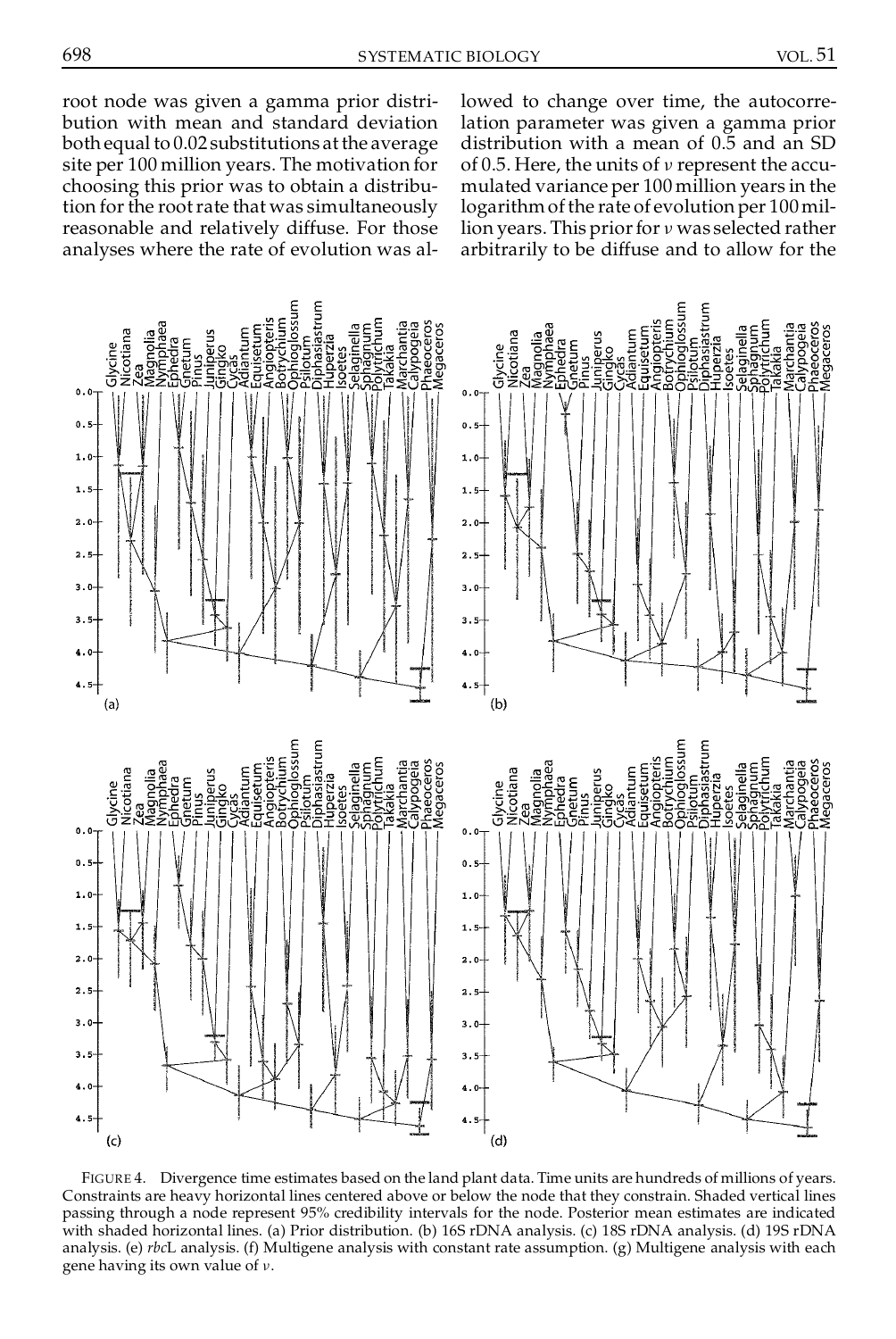root node was given a gamma prior distribution with mean and standard deviation both equal to 0.02 substitutions at the average site per 100 million years. The motivation for choosing this prior was to obtain a distribution for the root rate that was simultaneously reasonable and relatively diffuse. For those analyses where the rate of evolution was allowed to change over time, the autocorrelation parameter was given a gamma prior distribution with a mean of 0.5 and an SD of 0.5. Here, the units of $\nu$ represent the accumulated variance per 100 million years in the logarithm of the rate of evolution per 100 million years. This prior for $\nu$ was selected rather arbitrarily to be diffuse and to allow for the

FIGURE 4. Divergence time estimates based on the land plant data. Time units are hundreds of millions of years. Constraints are heavy horizontal lines centered above or below the node that they constrain. Shaded vertical lines passing through a node represent 95% credibility intervals for the node. Posterior mean estimates are indicated with shaded horizontal lines. (a) Prior distribution. (b) 16S rDNA analysis. (c) 18S rDNA analysis. (d) 19S rDNA analysis. (e) *rbc*L analysis. (f) Multigene analysis with constant rate assumption. (g) Multigene analysis with each gene having its own value of $\nu$.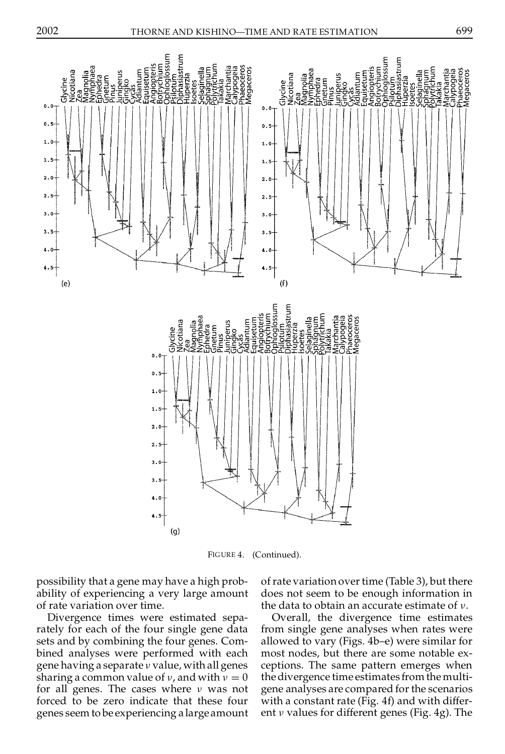FIGURE 4. (Continued).

possibility that a gene may have a high probability of experiencing a very large amount of rate variation over time.

Divergence times were estimated separately for each of the four single gene data sets and by combining the four genes. Combined analyses were performed with each gene having a separate $\nu$ value, with all genes sharing a common value of $\nu$, and with $\nu = 0$ for all genes. The cases where $\nu$ was not forced to be zero indicate that these four genes seem to be experiencing a large amount of rate variation over time (Table 3), but there does not seem to be enough information in the data to obtain an accurate estimate of $\nu$.

Overall, the divergence time estimates from single gene analyses when rates were allowed to vary (Figs. 4b–e) were similar for most nodes, but there are some notable exceptions. The same pattern emerges when the divergence time estimates from the multigene analyses are compared for the scenarios with a constant rate (Fig. 4f) and with different $\nu$ values for different genes (Fig. 4g). The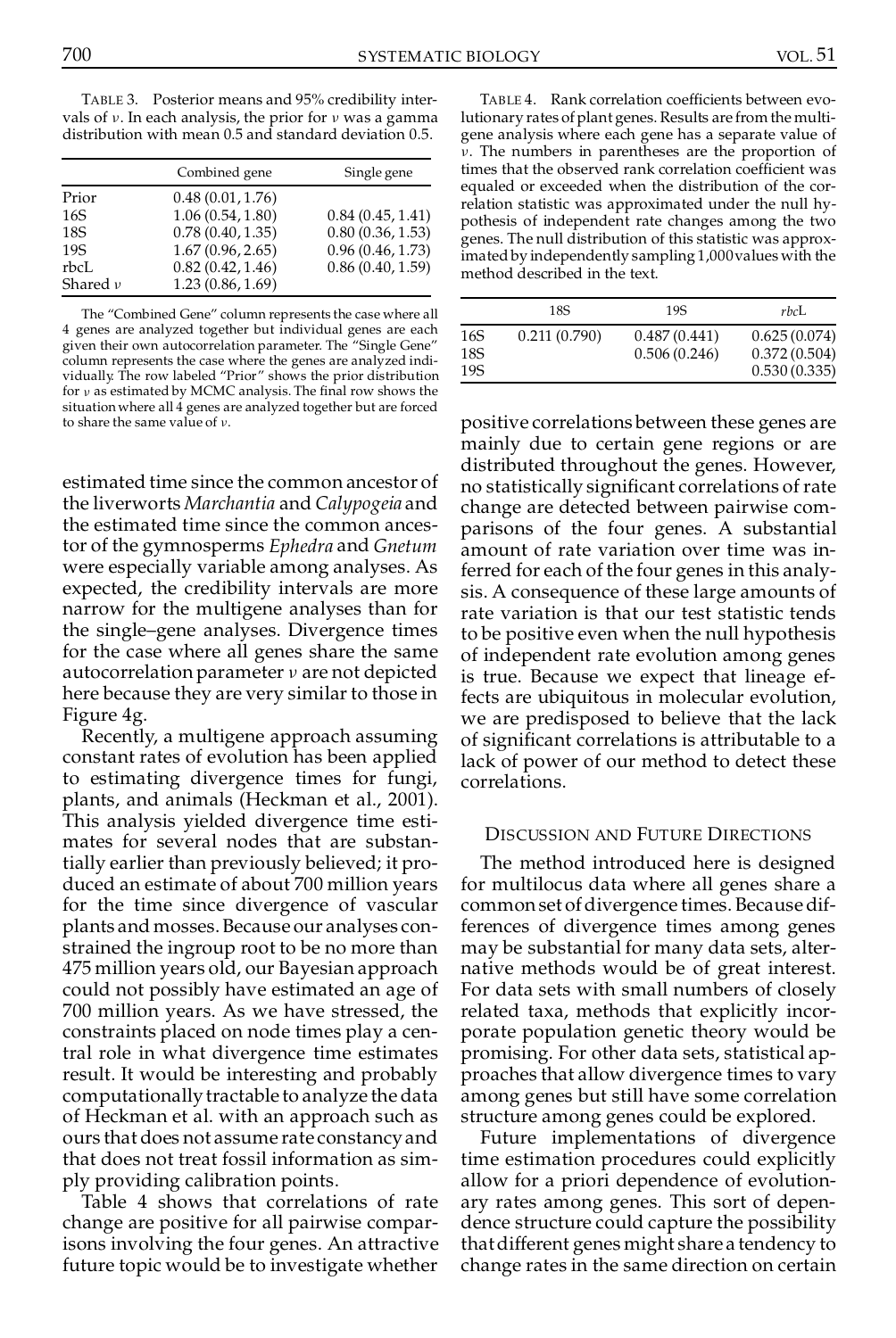TABLE 3. Posterior means and 95% credibility intervals of $\nu$. In each analysis, the prior for $\nu$ was a gamma distribution with mean 0.5 and standard deviation 0.5.

| | Combined gene | Single gene |
|---|---|---|
| Prior | 0.48 (0.01, 1.76) | |
| 16S | 1.06 (0.54, 1.80) | 0.84 (0.45, 1.41) |
| 18S | 0.78 (0.40, 1.35) | 0.80 (0.36, 1.53) |
| 19S | 1.67 (0.96, 2.65) | 0.96 (0.46, 1.73) |
| rbcL | 0.82 (0.42, 1.46) | 0.86 (0.40, 1.59) |
| Shared $\nu$ | 1.23 (0.86, 1.69) | |

The "Combined Gene" column represents the case where all 4 genes are analyzed together but individual genes are each given their own autocorrelation parameter. The "Single Gene" column represents the case where the genes are analyzed individually. The row labeled "Prior" shows the prior distribution for $\nu$ as estimated by MCMC analysis. The final row shows the situation where all 4 genes are analyzed together but are forced to share the same value of $\nu$.

estimated time since the common ancestor of the liverworts *Marchantia* and *Calypogeia* and the estimated time since the common ancestor of the gymnosperms *Ephedra* and *Gnetum* were especially variable among analyses. As expected, the credibility intervals are more narrow for the multigene analyses than for the single–gene analyses. Divergence times for the case where all genes share the same autocorrelation parameter $\nu$ are not depicted here because they are very similar to those in Figure 4g.

Recently, a multigene approach assuming constant rates of evolution has been applied to estimating divergence times for fungi, plants, and animals (Heckman et al., 2001). This analysis yielded divergence time estimates for several nodes that are substantially earlier than previously believed; it produced an estimate of about 700 million years for the time since divergence of vascular plants and mosses. Because our analyses constrained the ingroup root to be no more than 475 million years old, our Bayesian approach could not possibly have estimated an age of 700 million years. As we have stressed, the constraints placed on node times play a central role in what divergence time estimates result. It would be interesting and probably computationally tractable to analyze the data of Heckman et al. with an approach such as ours that does not assume rate constancy and that does not treat fossil information as simply providing calibration points.

Table 4 shows that correlations of rate change are positive for all pairwise comparisons involving the four genes. An attractive future topic would be to investigate whether

TABLE 4. Rank correlation coefficients between evolutionary rates of plant genes. Results are from the multigene analysis where each gene has a separate value of $\nu$. The numbers in parentheses are the proportion of times that the observed rank correlation coefficient was equaled or exceeded when the distribution of the correlation statistic was approximated under the null hypothesis of independent rate changes among the two genes. The null distribution of this statistic was approximated by independently sampling 1,000 values with the method described in the text.

| | 18S | 19S | *rbc*L |
|---|---|---|---|
| 16S | 0.211 (0.790) | 0.487 (0.441) | 0.625 (0.074) |
| 18S | | 0.506 (0.246) | 0.372 (0.504) |
| 19S | | | 0.530 (0.335) |

positive correlations between these genes are mainly due to certain gene regions or are distributed throughout the genes. However, no statistically significant correlations of rate change are detected between pairwise comparisons of the four genes. A substantial amount of rate variation over time was inferred for each of the four genes in this analysis. A consequence of these large amounts of rate variation is that our test statistic tends to be positive even when the null hypothesis of independent rate evolution among genes is true. Because we expect that lineage effects are ubiquitous in molecular evolution, we are predisposed to believe that the lack of significant correlations is attributable to a lack of power of our method to detect these correlations.

## DISCUSSION AND FUTURE DIRECTIONS

The method introduced here is designed for multilocus data where all genes share a common set of divergence times. Because differences of divergence times among genes may be substantial for many data sets, alternative methods would be of great interest. For data sets with small numbers of closely related taxa, methods that explicitly incorporate population genetic theory would be promising. For other data sets, statistical approaches that allow divergence times to vary among genes but still have some correlation structure among genes could be explored.

Future implementations of divergence time estimation procedures could explicitly allow for a priori dependence of evolutionary rates among genes. This sort of dependence structure could capture the possibility that different genes might share a tendency to change rates in the same direction on certain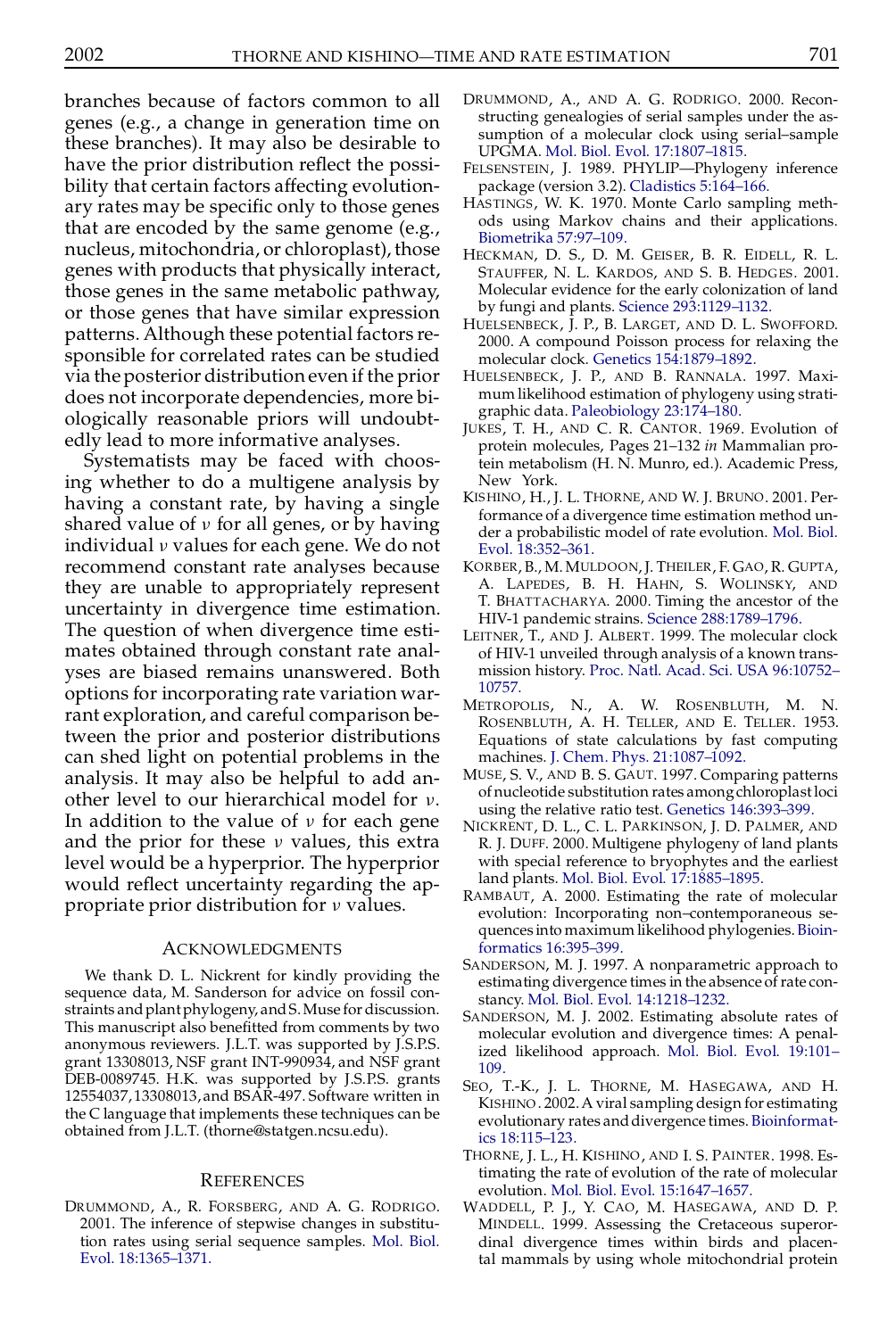branches because of factors common to all genes (e.g., a change in generation time on these branches). It may also be desirable to have the prior distribution reflect the possibility that certain factors affecting evolutionary rates may be specific only to those genes that are encoded by the same genome (e.g., nucleus, mitochondria, or chloroplast), those genes with products that physically interact, those genes in the same metabolic pathway, or those genes that have similar expression patterns. Although these potential factors responsible for correlated rates can be studied via the posterior distribution even if the prior does not incorporate dependencies, more biologically reasonable priors will undoubtedly lead to more informative analyses.

Systematists may be faced with choosing whether to do a multigene analysis by having a constant rate, by having a single shared value of $\nu$ for all genes, or by having individual $\nu$ values for each gene. We do not recommend constant rate analyses because they are unable to appropriately represent uncertainty in divergence time estimation. The question of when divergence time estimates obtained through constant rate analyses are biased remains unanswered. Both options for incorporating rate variation warrant exploration, and careful comparison between the prior and posterior distributions can shed light on potential problems in the analysis. It may also be helpful to add another level to our hierarchical model for $\nu$. In addition to the value of $\nu$ for each gene and the prior for these $\nu$ values, this extra level would be a hyperprior. The hyperprior would reflect uncertainty regarding the appropriate prior distribution for $\nu$ values.

## Acknowledgments

We thank D. L. Nickrent for kindly providing the sequence data, M. Sanderson for advice on fossil constraints and plant phylogeny, and S. Muse for discussion. This manuscript also benefitted from comments by two anonymous reviewers. J.L.T. was supported by J.S.P.S. grant 13308013, NSF grant INT-990934, and NSF grant DEB-0089745. H.K. was supported by J.S.P.S. grants 12554037, 13308013, and BSAR-497. Software written in the C language that implements these techniques can be obtained from J.L.T. (thorne@statgen.ncsu.edu).

## References

Drummond, A., R. Forsberg, and A. G. Rodrigo. 2001. The inference of stepwise changes in substitution rates using serial sequence samples. Mol. Biol. Evol. 18:1365–1371.

Drummond, A., and A. G. Rodrigo. 2000. Reconstructing genealogies of serial samples under the assumption of a molecular clock using serial–sample UPGMA. Mol. Biol. Evol. 17:1807–1815.

Felsenstein, J. 1989. PHYLIP—Phylogeny inference package (version 3.2). Cladistics 5:164–166.

Hastings, W. K. 1970. Monte Carlo sampling methods using Markov chains and their applications. Biometrika 57:97–109.

Heckman, D. S., D. M. Geiser, B. R. Eidell, R. L. Stauffer, N. L. Kardos, and S. B. Hedges. 2001. Molecular evidence for the early colonization of land by fungi and plants. Science 293:1129–1132.

Huelsenbeck, J. P., B. Larget, and D. L. Swofford. 2000. A compound Poisson process for relaxing the molecular clock. Genetics 154:1879–1892.

Huelsenbeck, J. P., and B. Rannala. 1997. Maximum likelihood estimation of phylogeny using stratigraphic data. Paleobiology 23:174–180.

Jukes, T. H., and C. R. Cantor. 1969. Evolution of protein molecules, Pages 21–132 *in* Mammalian protein metabolism (H. N. Munro, ed.). Academic Press, New York.

Kishino, H., J. L. Thorne, and W. J. Bruno. 2001. Performance of a divergence time estimation method under a probabilistic model of rate evolution. Mol. Biol. Evol. 18:352–361.

Korber, B., M. Muldoon, J. Theiler, F. Gao, R. Gupta, A. Lapedes, B. H. Hahn, S. Wolinsky, and T. Bhattacharya. 2000. Timing the ancestor of the HIV-1 pandemic strains. Science 288:1789–1796.

Leitner, T., and J. Albert. 1999. The molecular clock of HIV-1 unveiled through analysis of a known transmission history. Proc. Natl. Acad. Sci. USA 96:10752–10757.

Metropolis, N., A. W. Rosenbluth, M. N. Rosenbluth, A. H. Teller, and E. Teller. 1953. Equations of state calculations by fast computing machines. J. Chem. Phys. 21:1087–1092.

Muse, S. V., and B. S. Gaut. 1997. Comparing patterns of nucleotide substitution rates among chloroplast loci using the relative ratio test. Genetics 146:393–399.

Nickrent, D. L., C. L. Parkinson, J. D. Palmer, and R. J. Duff. 2000. Multigene phylogeny of land plants with special reference to bryophytes and the earliest land plants. Mol. Biol. Evol. 17:1885–1895.

Rambaut, A. 2000. Estimating the rate of molecular evolution: Incorporating non–contemporaneous sequences into maximum likelihood phylogenies. Bioinformatics 16:395–399.

Sanderson, M. J. 1997. A nonparametric approach to estimating divergence times in the absence of rate constancy. Mol. Biol. Evol. 14:1218–1232.

Sanderson, M. J. 2002. Estimating absolute rates of molecular evolution and divergence times: A penalized likelihood approach. Mol. Biol. Evol. 19:101–109.

Seo, T.-K., J. L. Thorne, M. Hasegawa, and H. Kishino. 2002. A viral sampling design for estimating evolutionary rates and divergence times. Bioinformatics 18:115–123.

Thorne, J. L., H. Kishino, and I. S. Painter. 1998. Estimating the rate of evolution of the rate of molecular evolution. Mol. Biol. Evol. 15:1647–1657.

Waddell, P. J., Y. Cao, M. Hasegawa, and D. P. Mindell. 1999. Assessing the Cretaceous superordinal divergence times within birds and placental mammals by using whole mitochondrial protein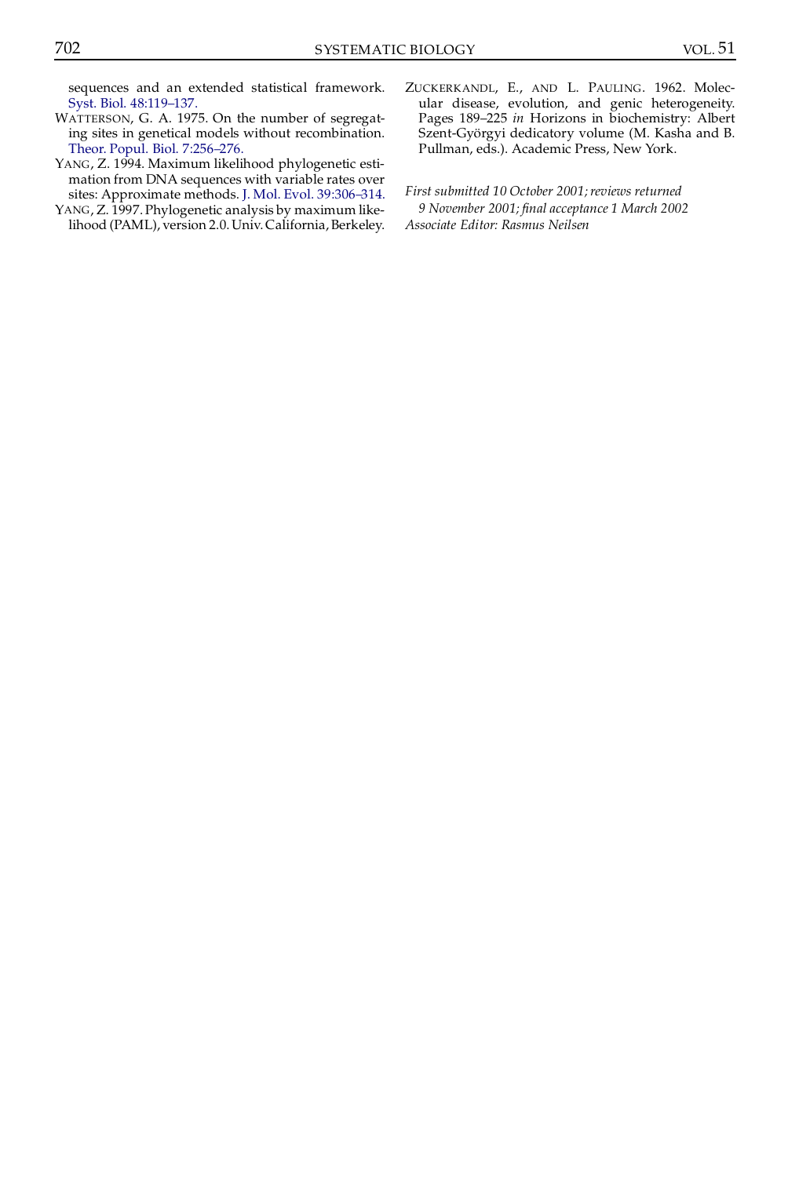sequences and an extended statistical framework. Syst. Biol. 48:119–137.

WATTERSON, G. A. 1975. On the number of segregating sites in genetical models without recombination. Theor. Popul. Biol. 7:256–276.

YANG, Z. 1994. Maximum likelihood phylogenetic estimation from DNA sequences with variable rates over sites: Approximate methods. J. Mol. Evol. 39:306–314.

YANG, Z. 1997. Phylogenetic analysis by maximum likelihood (PAML), version 2.0. Univ. California, Berkeley.

ZUCKERKANDL, E., AND L. PAULING. 1962. Molecular disease, evolution, and genic heterogeneity. Pages 189–225 *in* Horizons in biochemistry: Albert Szent-Györgyi dedicatory volume (M. Kasha and B. Pullman, eds.). Academic Press, New York.

*First submitted 10 October 2001; reviews returned 9 November 2001; final acceptance 1 March 2002*
*Associate Editor: Rasmus Neilsen*